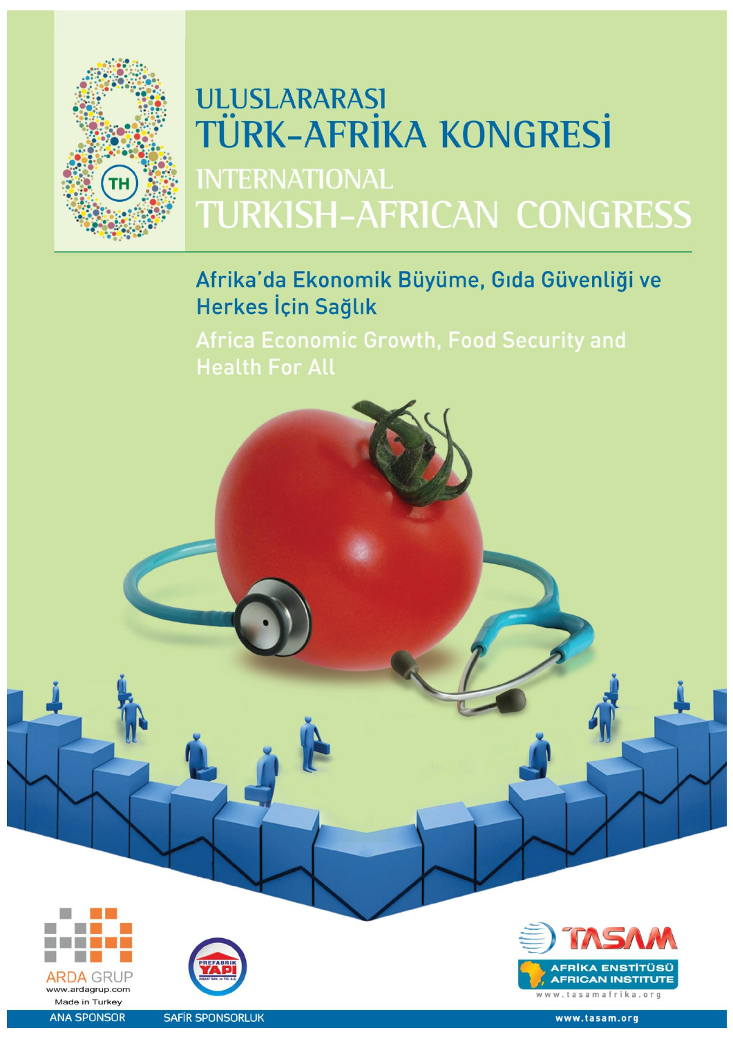8TH

# ULUSLARARASI TÜRK-AFRİKA KONGRESİ

# INTERNATIONAL TURKISH-AFRICAN CONGRESS

## Afrika'da Ekonomik Büyüme, Gıda Güvenliği ve Herkes İçin Sağlık

## Africa Economic Growth, Food Security and Health For All

ARDA GRUP
www.ardagrup.com
Made in Turkey

ANA SPONSOR

PREFABRİK YAPI

SAFİR SPONSORLUK

TASAM
AFRİKA ENSTİTÜSÜ
AFRICAN INSTITUTE
www.tasamafrika.org

www.tasam.org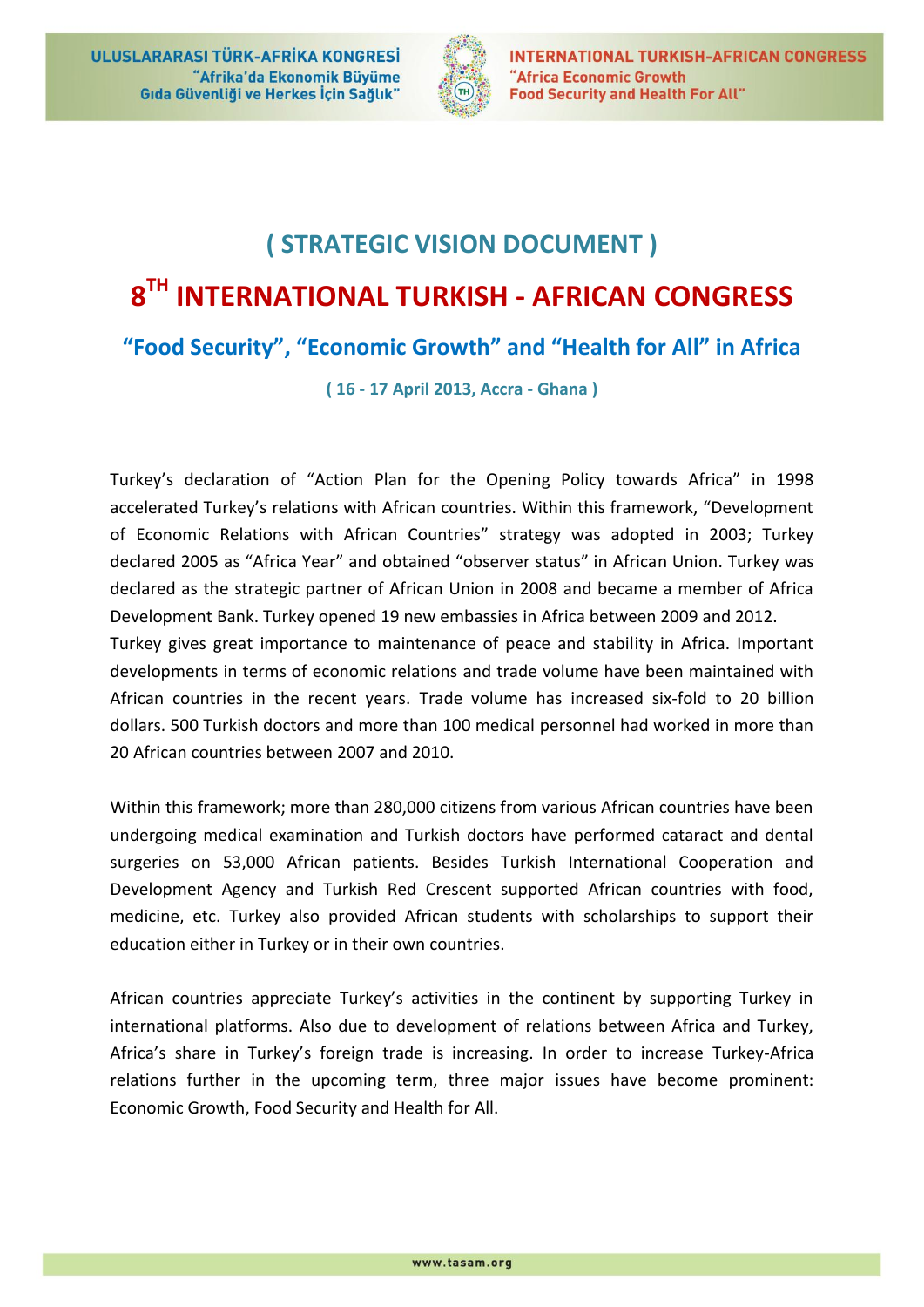# ( STRATEGIC VISION DOCUMENT )

# 8TH INTERNATIONAL TURKISH - AFRICAN CONGRESS

## "Food Security", "Economic Growth" and "Health for All" in Africa

**( 16 - 17 April 2013, Accra - Ghana )**

Turkey's declaration of "Action Plan for the Opening Policy towards Africa" in 1998 accelerated Turkey's relations with African countries. Within this framework, "Development of Economic Relations with African Countries" strategy was adopted in 2003; Turkey declared 2005 as "Africa Year" and obtained "observer status" in African Union. Turkey was declared as the strategic partner of African Union in 2008 and became a member of Africa Development Bank. Turkey opened 19 new embassies in Africa between 2009 and 2012.

Turkey gives great importance to maintenance of peace and stability in Africa. Important developments in terms of economic relations and trade volume have been maintained with African countries in the recent years. Trade volume has increased six-fold to 20 billion dollars. 500 Turkish doctors and more than 100 medical personnel had worked in more than 20 African countries between 2007 and 2010.

Within this framework; more than 280,000 citizens from various African countries have been undergoing medical examination and Turkish doctors have performed cataract and dental surgeries on 53,000 African patients. Besides Turkish International Cooperation and Development Agency and Turkish Red Crescent supported African countries with food, medicine, etc. Turkey also provided African students with scholarships to support their education either in Turkey or in their own countries.

African countries appreciate Turkey's activities in the continent by supporting Turkey in international platforms. Also due to development of relations between Africa and Turkey, Africa's share in Turkey's foreign trade is increasing. In order to increase Turkey-Africa relations further in the upcoming term, three major issues have become prominent: Economic Growth, Food Security and Health for All.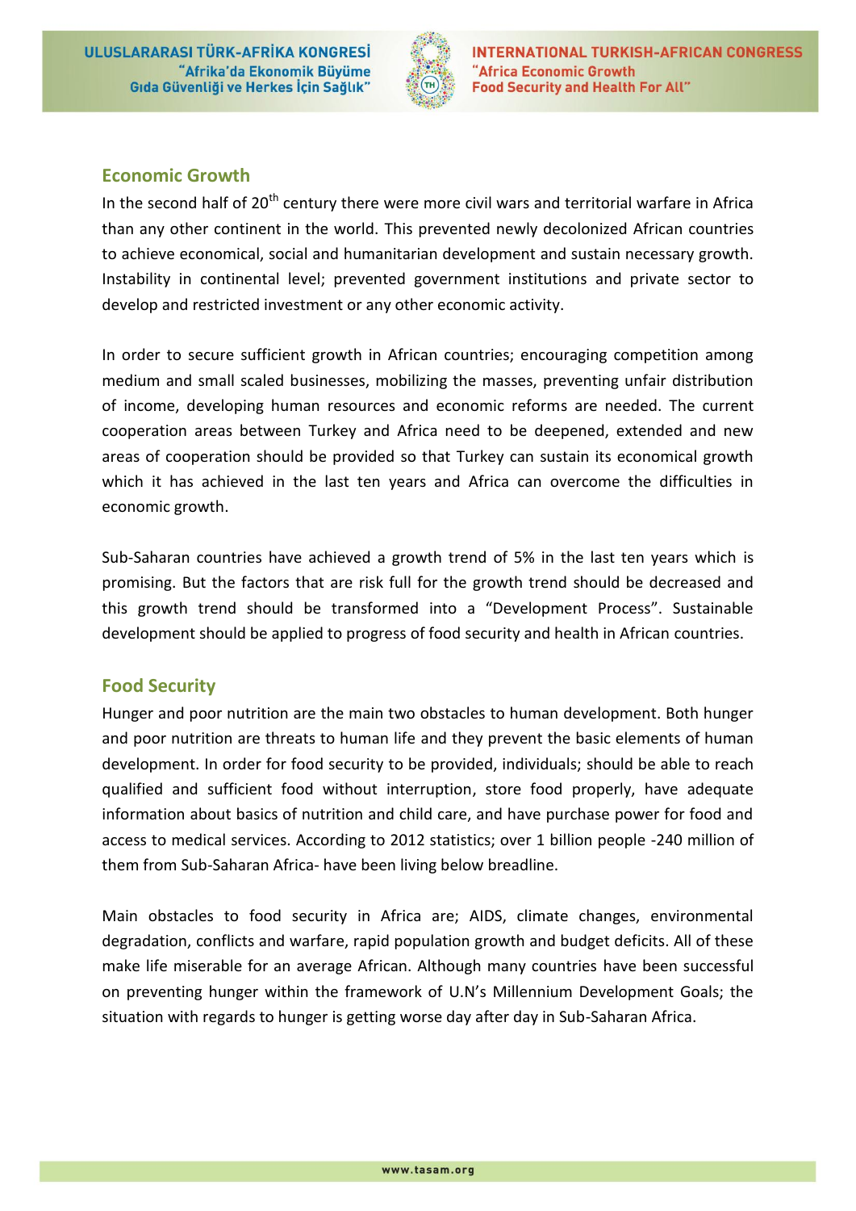## Economic Growth

In the second half of 20th century there were more civil wars and territorial warfare in Africa than any other continent in the world. This prevented newly decolonized African countries to achieve economical, social and humanitarian development and sustain necessary growth. Instability in continental level; prevented government institutions and private sector to develop and restricted investment or any other economic activity.

In order to secure sufficient growth in African countries; encouraging competition among medium and small scaled businesses, mobilizing the masses, preventing unfair distribution of income, developing human resources and economic reforms are needed. The current cooperation areas between Turkey and Africa need to be deepened, extended and new areas of cooperation should be provided so that Turkey can sustain its economical growth which it has achieved in the last ten years and Africa can overcome the difficulties in economic growth.

Sub-Saharan countries have achieved a growth trend of 5% in the last ten years which is promising. But the factors that are risk full for the growth trend should be decreased and this growth trend should be transformed into a "Development Process". Sustainable development should be applied to progress of food security and health in African countries.

## Food Security

Hunger and poor nutrition are the main two obstacles to human development. Both hunger and poor nutrition are threats to human life and they prevent the basic elements of human development. In order for food security to be provided, individuals; should be able to reach qualified and sufficient food without interruption, store food properly, have adequate information about basics of nutrition and child care, and have purchase power for food and access to medical services. According to 2012 statistics; over 1 billion people -240 million of them from Sub-Saharan Africa- have been living below breadline.

Main obstacles to food security in Africa are; AIDS, climate changes, environmental degradation, conflicts and warfare, rapid population growth and budget deficits. All of these make life miserable for an average African. Although many countries have been successful on preventing hunger within the framework of U.N's Millennium Development Goals; the situation with regards to hunger is getting worse day after day in Sub-Saharan Africa.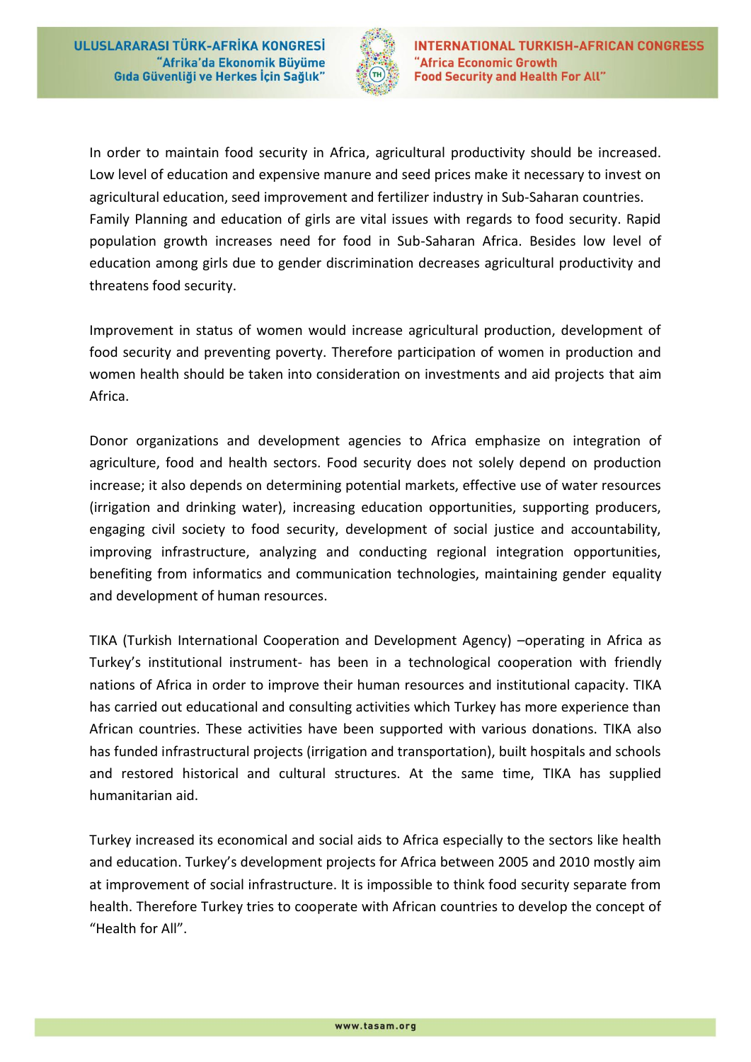In order to maintain food security in Africa, agricultural productivity should be increased. Low level of education and expensive manure and seed prices make it necessary to invest on agricultural education, seed improvement and fertilizer industry in Sub-Saharan countries. Family Planning and education of girls are vital issues with regards to food security. Rapid population growth increases need for food in Sub-Saharan Africa. Besides low level of education among girls due to gender discrimination decreases agricultural productivity and threatens food security.

Improvement in status of women would increase agricultural production, development of food security and preventing poverty. Therefore participation of women in production and women health should be taken into consideration on investments and aid projects that aim Africa.

Donor organizations and development agencies to Africa emphasize on integration of agriculture, food and health sectors. Food security does not solely depend on production increase; it also depends on determining potential markets, effective use of water resources (irrigation and drinking water), increasing education opportunities, supporting producers, engaging civil society to food security, development of social justice and accountability, improving infrastructure, analyzing and conducting regional integration opportunities, benefiting from informatics and communication technologies, maintaining gender equality and development of human resources.

TIKA (Turkish International Cooperation and Development Agency) –operating in Africa as Turkey's institutional instrument- has been in a technological cooperation with friendly nations of Africa in order to improve their human resources and institutional capacity. TIKA has carried out educational and consulting activities which Turkey has more experience than African countries. These activities have been supported with various donations. TIKA also has funded infrastructural projects (irrigation and transportation), built hospitals and schools and restored historical and cultural structures. At the same time, TIKA has supplied humanitarian aid.

Turkey increased its economical and social aids to Africa especially to the sectors like health and education. Turkey's development projects for Africa between 2005 and 2010 mostly aim at improvement of social infrastructure. It is impossible to think food security separate from health. Therefore Turkey tries to cooperate with African countries to develop the concept of "Health for All".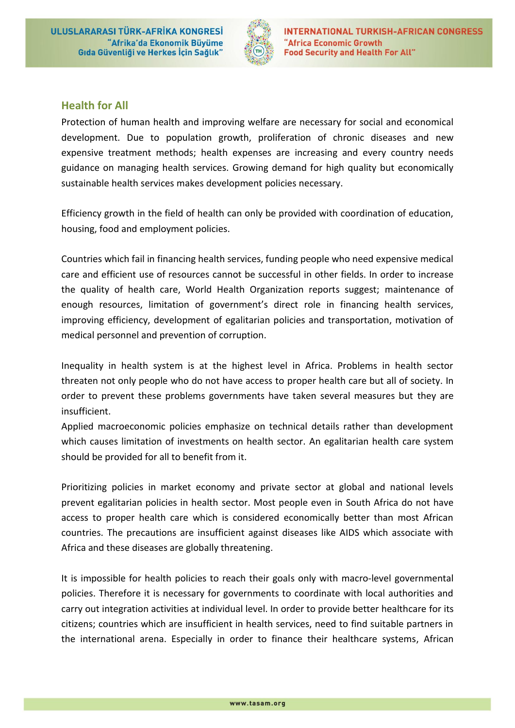## Health for All

Protection of human health and improving welfare are necessary for social and economical development. Due to population growth, proliferation of chronic diseases and new expensive treatment methods; health expenses are increasing and every country needs guidance on managing health services. Growing demand for high quality but economically sustainable health services makes development policies necessary.

Efficiency growth in the field of health can only be provided with coordination of education, housing, food and employment policies.

Countries which fail in financing health services, funding people who need expensive medical care and efficient use of resources cannot be successful in other fields. In order to increase the quality of health care, World Health Organization reports suggest; maintenance of enough resources, limitation of government's direct role in financing health services, improving efficiency, development of egalitarian policies and transportation, motivation of medical personnel and prevention of corruption.

Inequality in health system is at the highest level in Africa. Problems in health sector threaten not only people who do not have access to proper health care but all of society. In order to prevent these problems governments have taken several measures but they are insufficient.

Applied macroeconomic policies emphasize on technical details rather than development which causes limitation of investments on health sector. An egalitarian health care system should be provided for all to benefit from it.

Prioritizing policies in market economy and private sector at global and national levels prevent egalitarian policies in health sector. Most people even in South Africa do not have access to proper health care which is considered economically better than most African countries. The precautions are insufficient against diseases like AIDS which associate with Africa and these diseases are globally threatening.

It is impossible for health policies to reach their goals only with macro-level governmental policies. Therefore it is necessary for governments to coordinate with local authorities and carry out integration activities at individual level. In order to provide better healthcare for its citizens; countries which are insufficient in health services, need to find suitable partners in the international arena. Especially in order to finance their healthcare systems, African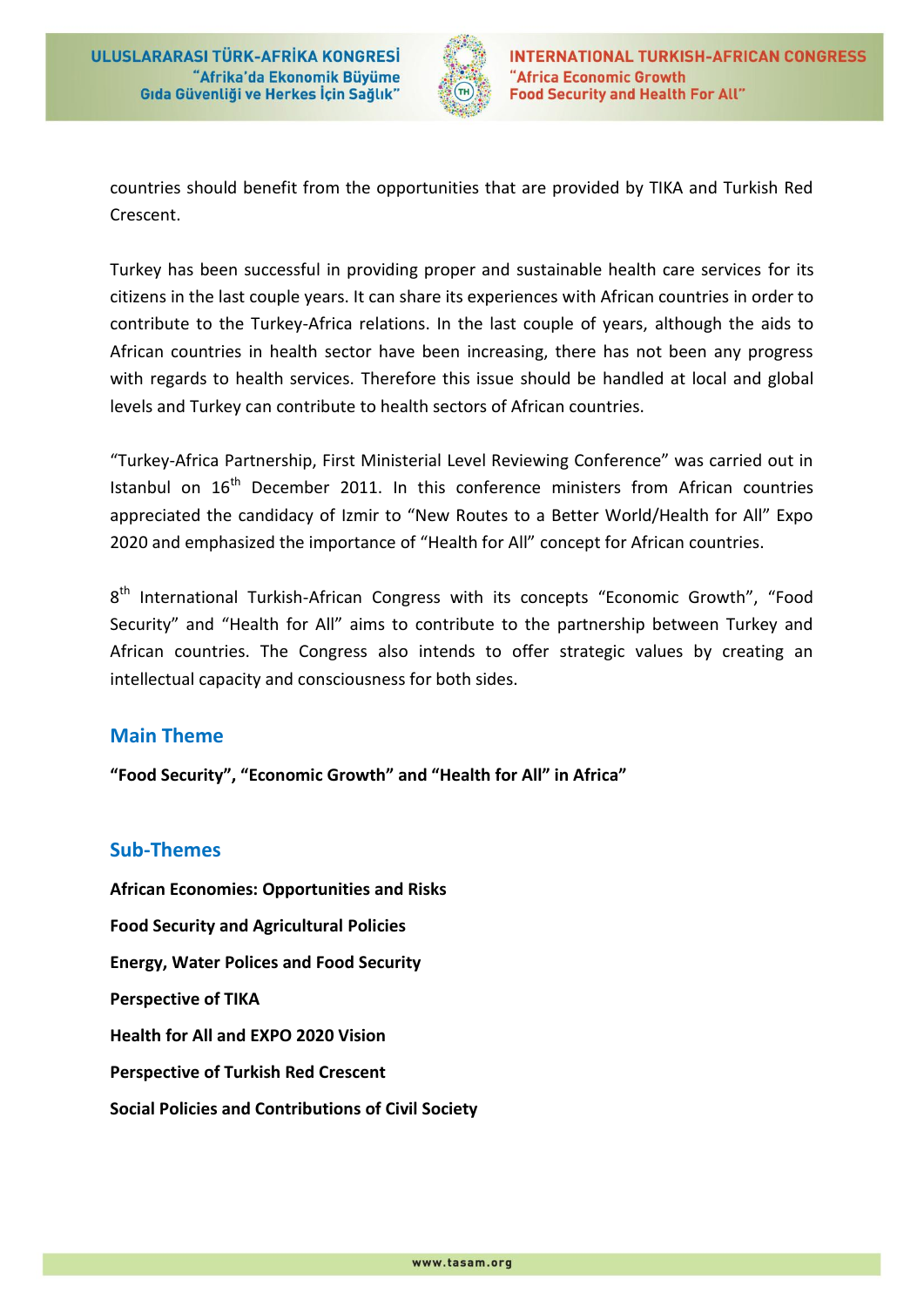countries should benefit from the opportunities that are provided by TIKA and Turkish Red Crescent.

Turkey has been successful in providing proper and sustainable health care services for its citizens in the last couple years. It can share its experiences with African countries in order to contribute to the Turkey-Africa relations. In the last couple of years, although the aids to African countries in health sector have been increasing, there has not been any progress with regards to health services. Therefore this issue should be handled at local and global levels and Turkey can contribute to health sectors of African countries.

"Turkey-Africa Partnership, First Ministerial Level Reviewing Conference" was carried out in Istanbul on 16th December 2011. In this conference ministers from African countries appreciated the candidacy of Izmir to "New Routes to a Better World/Health for All" Expo 2020 and emphasized the importance of "Health for All" concept for African countries.

8th International Turkish-African Congress with its concepts "Economic Growth", "Food Security" and "Health for All" aims to contribute to the partnership between Turkey and African countries. The Congress also intends to offer strategic values by creating an intellectual capacity and consciousness for both sides.

## Main Theme

**"Food Security", "Economic Growth" and "Health for All" in Africa"**

## Sub-Themes

**African Economies: Opportunities and Risks**

**Food Security and Agricultural Policies**

**Energy, Water Polices and Food Security**

**Perspective of TIKA**

**Health for All and EXPO 2020 Vision**

**Perspective of Turkish Red Crescent**

**Social Policies and Contributions of Civil Society**